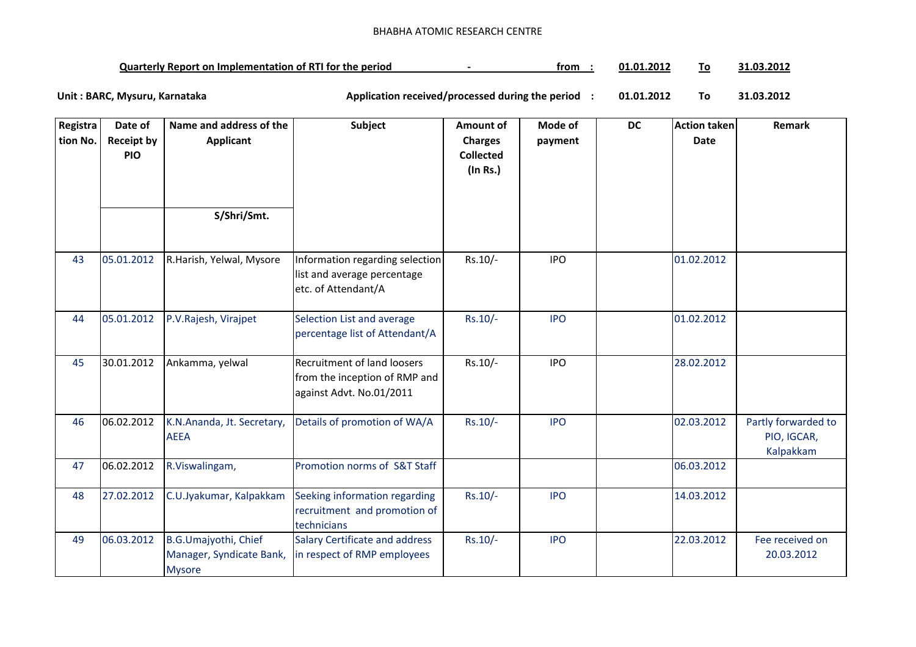BHABHA ATOMIC RESEARCH CENTRE

**Quarterly Report on Implementation of RTI for the period - from : 01.01.2012 To 31.03.2012**

**Unit : BARC, Mysuru, Karnataka** **Application received/processed during the period : 01.01.2012 To 31.03.2012**

| Registration No. | Date of Receipt by PIO | Name and address of the Applicant S/Shri/Smt. | Subject | Amount of Charges Collected (In Rs.) | Mode of payment | DC | Action taken Date | Remark |
|---|---|---|---|---|---|---|---|---|
| 43 | 05.01.2012 | R.Harish, Yelwal, Mysore | Information regarding selection list and average percentage etc. of Attendant/A | Rs.10/- | IPO | | 01.02.2012 | |
| 44 | 05.01.2012 | P.V.Rajesh, Virajpet | Selection List and average percentage list of Attendant/A | Rs.10/- | IPO | | 01.02.2012 | |
| 45 | 30.01.2012 | Ankamma, yelwal | Recruitment of land loosers from the inception of RMP and against Advt. No.01/2011 | Rs.10/- | IPO | | 28.02.2012 | |
| 46 | 06.02.2012 | K.N.Ananda, Jt. Secretary, AEEA | Details of promotion of WA/A | Rs.10/- | IPO | | 02.03.2012 | Partly forwarded to PIO, IGCAR, Kalpakkam |
| 47 | 06.02.2012 | R.Viswalingam, | Promotion norms of S&T Staff | | | | 06.03.2012 | |
| 48 | 27.02.2012 | C.U.Jyakumar, Kalpakkam | Seeking information regarding recruitment and promotion of technicians | Rs.10/- | IPO | | 14.03.2012 | |
| 49 | 06.03.2012 | B.G.Umajyothi, Chief Manager, Syndicate Bank, Mysore | Salary Certificate and address in respect of RMP employees | Rs.10/- | IPO | | 22.03.2012 | Fee received on 20.03.2012 |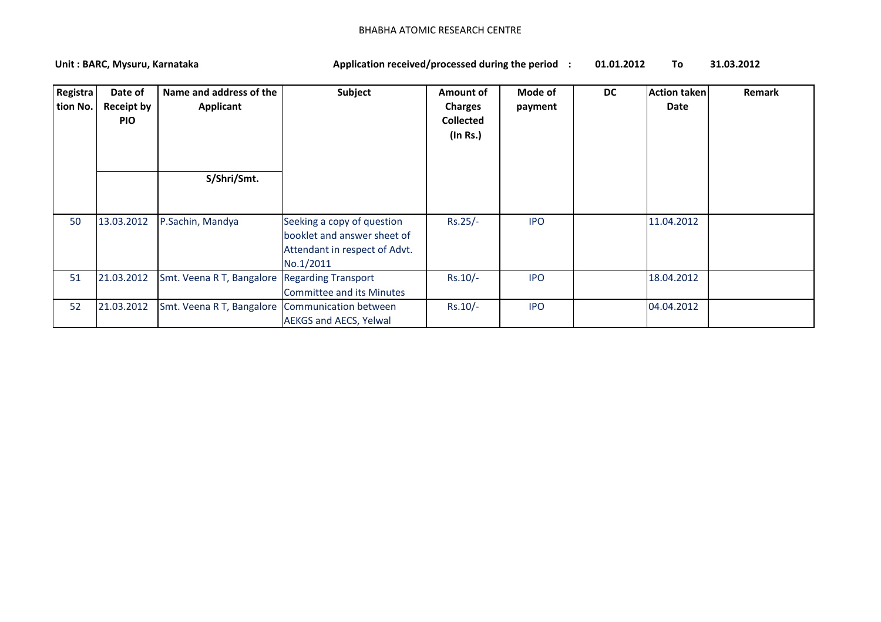BHABHA ATOMIC RESEARCH CENTRE

**Unit : BARC, Mysuru, Karnataka** **Application received/processed during the period : 01.01.2012 To 31.03.2012**

| Registration No. | Date of Receipt by PIO | Name and address of the Applicant S/Shri/Smt. | Subject | Amount of Charges Collected (In Rs.) | Mode of payment | DC | Action taken Date | Remark |
|---|---|---|---|---|---|---|---|---|
| 50 | 13.03.2012 | P.Sachin, Mandya | Seeking a copy of question booklet and answer sheet of Attendant in respect of Advt. No.1/2011 | Rs.25/- | IPO | | 11.04.2012 | |
| 51 | 21.03.2012 | Smt. Veena R T, Bangalore | Regarding Transport Committee and its Minutes | Rs.10/- | IPO | | 18.04.2012 | |
| 52 | 21.03.2012 | Smt. Veena R T, Bangalore | Communication between AEKGS and AECS, Yelwal | Rs.10/- | IPO | | 04.04.2012 | |